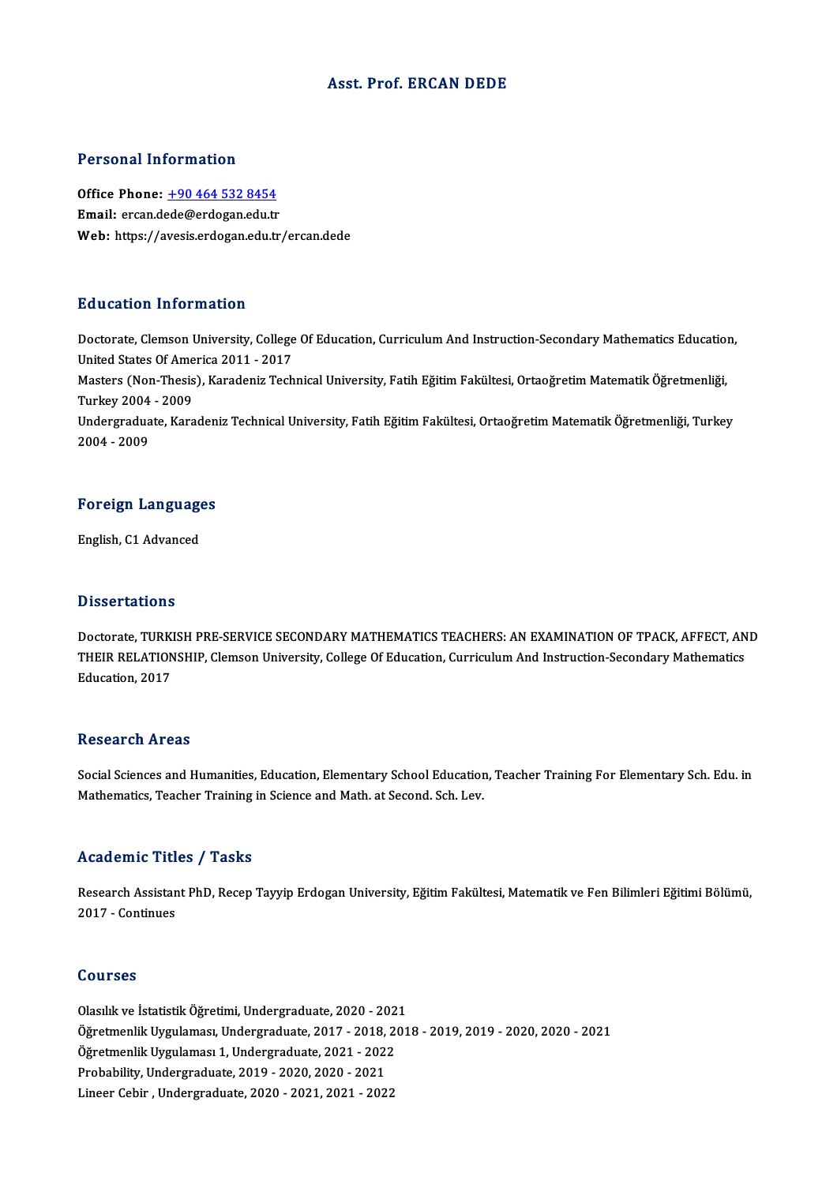# Asst. Prof. ERCAN DEDE

## Personal Information

**Office Phone:** +90 464 532 8454
**Email:** ercan.dede@erdogan.edu.tr
**Web:** https://avesis.erdogan.edu.tr/ercan.dede

## Education Information

Doctorate, Clemson University, College Of Education, Curriculum And Instruction-Secondary Mathematics Education, United States Of America 2011 - 2017
Masters (Non-Thesis), Karadeniz Technical University, Fatih Eğitim Fakültesi, Ortaoğretim Matematik Öğretmenliği, Turkey 2004 - 2009
Undergraduate, Karadeniz Technical University, Fatih Eğitim Fakültesi, Ortaoğretim Matematik Öğretmenliği, Turkey 2004 - 2009

## Foreign Languages

English, C1 Advanced

## Dissertations

Doctorate, TURKISH PRE-SERVICE SECONDARY MATHEMATICS TEACHERS: AN EXAMINATION OF TPACK, AFFECT, AND THEIR RELATIONSHIP, Clemson University, College Of Education, Curriculum And Instruction-Secondary Mathematics Education, 2017

## Research Areas

Social Sciences and Humanities, Education, Elementary School Education, Teacher Training For Elementary Sch. Edu. in Mathematics, Teacher Training in Science and Math. at Second. Sch. Lev.

## Academic Titles / Tasks

Research Assistant PhD, Recep Tayyip Erdogan University, Eğitim Fakültesi, Matematik ve Fen Bilimleri Eğitimi Bölümü, 2017 - Continues

## Courses

Olasılık ve İstatistik Öğretimi, Undergraduate, 2020 - 2021
Öğretmenlik Uygulaması, Undergraduate, 2017 - 2018, 2018 - 2019, 2019 - 2020, 2020 - 2021
Öğretmenlik Uygulaması 1, Undergraduate, 2021 - 2022
Probability, Undergraduate, 2019 - 2020, 2020 - 2021
Lineer Cebir , Undergraduate, 2020 - 2021, 2021 - 2022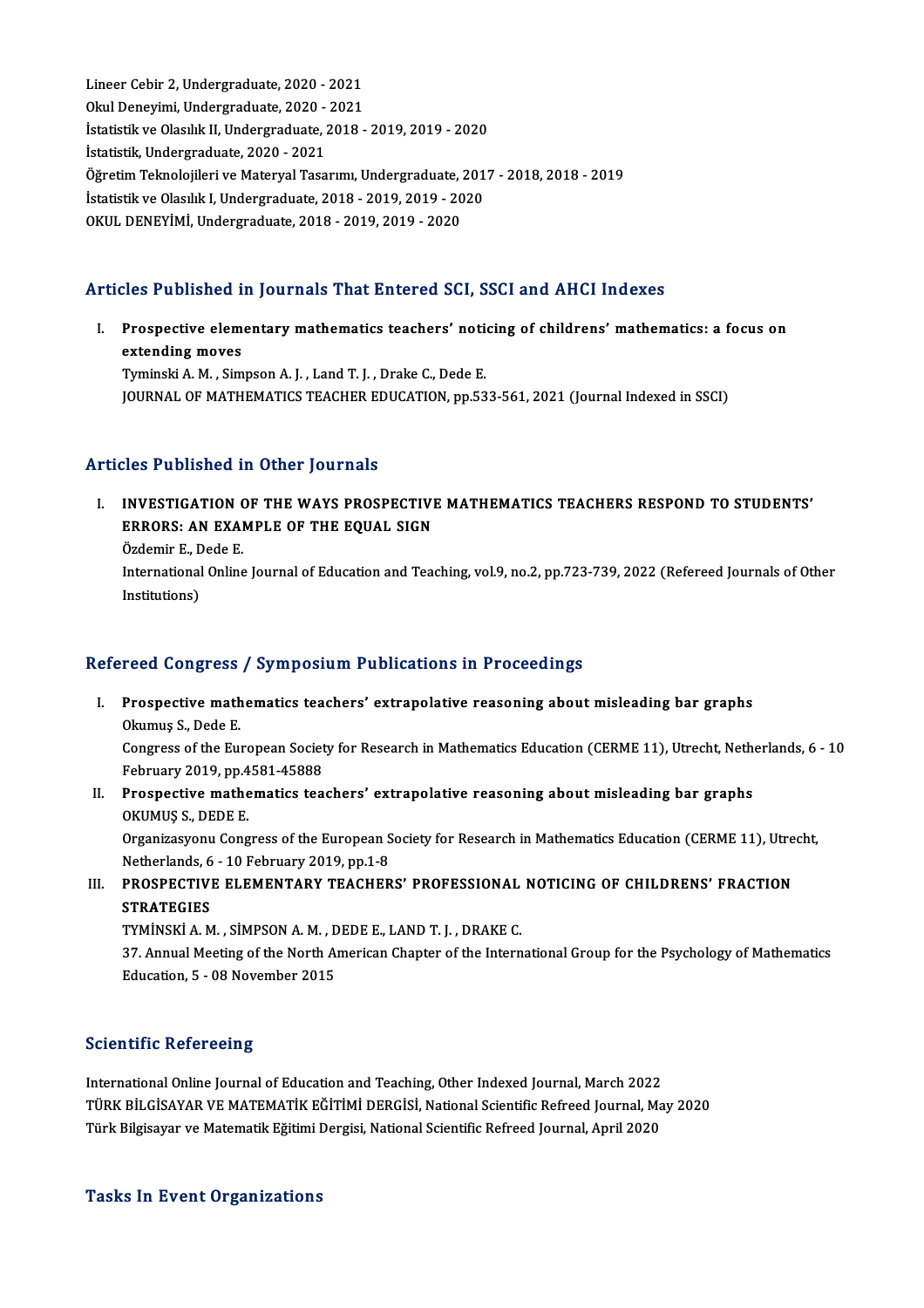Lineer Cebir 2, Undergraduate, 2020 - 2021
Okul Deneyimi, Undergraduate, 2020 - 2021
İstatistik ve Olasılık II, Undergraduate, 2018 - 2019, 2019 - 2020
İstatistik, Undergraduate, 2020 - 2021
Öğretim Teknolojileri ve Materyal Tasarımı, Undergraduate, 2017 - 2018, 2018 - 2019
İstatistik ve Olasılık I, Undergraduate, 2018 - 2019, 2019 - 2020
OKUL DENEYİMİ, Undergraduate, 2018 - 2019, 2019 - 2020

## Articles Published in Journals That Entered SCI, SSCI and AHCI Indexes

I. **Prospective elementary mathematics teachers' noticing of childrens' mathematics: a focus on extending moves**
Tyminski A. M. , Simpson A. J. , Land T. J. , Drake C., Dede E.
JOURNAL OF MATHEMATICS TEACHER EDUCATION, pp.533-561, 2021 (Journal Indexed in SSCI)

## Articles Published in Other Journals

I. **INVESTIGATION OF THE WAYS PROSPECTIVE MATHEMATICS TEACHERS RESPOND TO STUDENTS' ERRORS: AN EXAMPLE OF THE EQUAL SIGN**
Özdemir E., Dede E.
International Online Journal of Education and Teaching, vol.9, no.2, pp.723-739, 2022 (Refereed Journals of Other Institutions)

## Refereed Congress / Symposium Publications in Proceedings

I. **Prospective mathematics teachers' extrapolative reasoning about misleading bar graphs**
Okumuş S., Dede E.
Congress of the European Society for Research in Mathematics Education (CERME 11), Utrecht, Netherlands, 6 - 10 February 2019, pp.4581-45888

II. **Prospective mathematics teachers' extrapolative reasoning about misleading bar graphs**
OKUMUŞ S., DEDE E.
Organizasyonu Congress of the European Society for Research in Mathematics Education (CERME 11), Utrecht, Netherlands, 6 - 10 February 2019, pp.1-8

III. **PROSPECTIVE ELEMENTARY TEACHERS' PROFESSIONAL NOTICING OF CHILDRENS' FRACTION STRATEGIES**
TYMİNSKİ A. M. , SİMPSON A. M. , DEDE E., LAND T. J. , DRAKE C.
37. Annual Meeting of the North American Chapter of the International Group for the Psychology of Mathematics Education, 5 - 08 November 2015

## Scientific Refereeing

International Online Journal of Education and Teaching, Other Indexed Journal, March 2022
TÜRK BİLGİSAYAR VE MATEMATİK EĞİTİMİ DERGİSİ, National Scientific Refreed Journal, May 2020
Türk Bilgisayar ve Matematik Eğitimi Dergisi, National Scientific Refreed Journal, April 2020

## Tasks In Event Organizations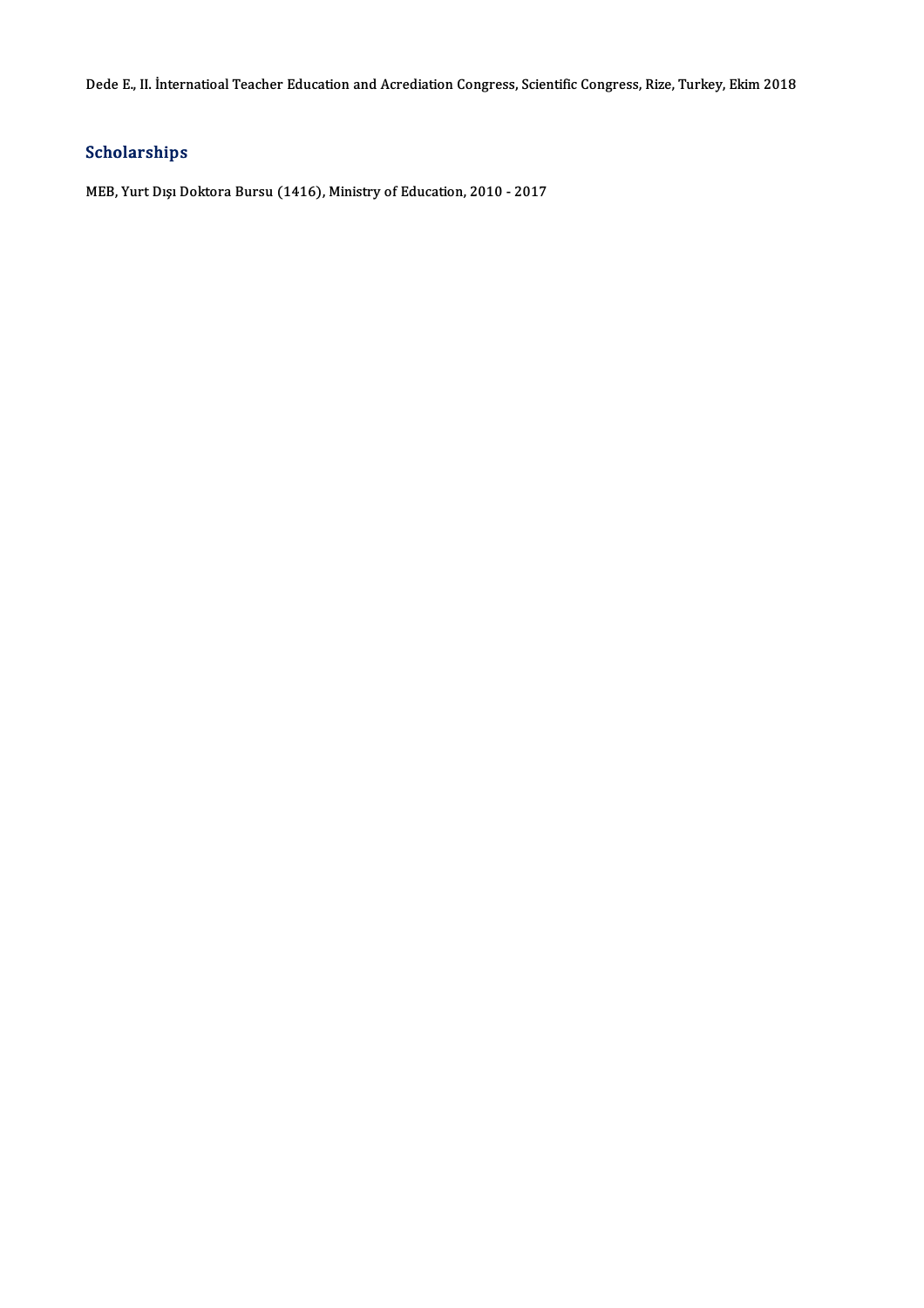Dede E., II. İnternatioal Teacher Education and Acrediation Congress, Scientific Congress, Rize, Turkey, Ekim 2018

## Scholarships

MEB, Yurt Dışı Doktora Bursu (1416), Ministry of Education, 2010 - 2017